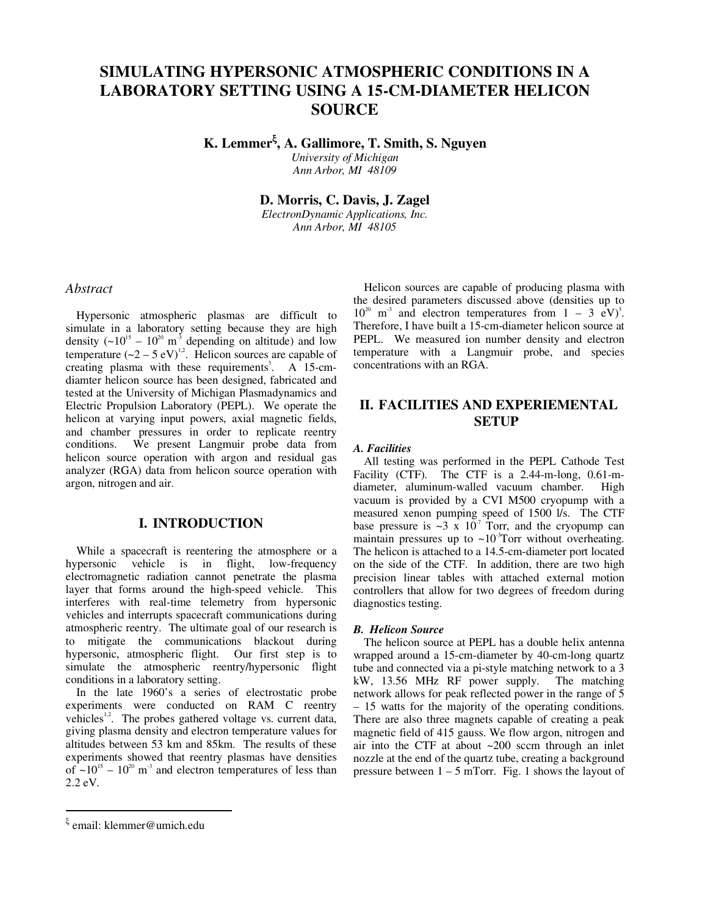# SIMULATING HYPERSONIC ATMOSPHERIC CONDITIONS IN A LABORATORY SETTING USING A 15-CM-DIAMETER HELICON SOURCE

**K. Lemmer[ξ], A. Gallimore, T. Smith, S. Nguyen**

*University of Michigan*
*Ann Arbor, MI 48109*

**D. Morris, C. Davis, J. Zagel**

*ElectronDynamic Applications, Inc.*
*Ann Arbor, MI 48105*

### *Abstract*

Hypersonic atmospheric plasmas are difficult to simulate in a laboratory setting because they are high density (~$10^{15}$ – $10^{20}$ $m^{-3}$ depending on altitude) and low temperature (~2 – 5 eV)[1,2]. Helicon sources are capable of creating plasma with these requirements[3]. A 15-cm-diamter helicon source has been designed, fabricated and tested at the University of Michigan Plasmadynamics and Electric Propulsion Laboratory (PEPL). We operate the helicon at varying input powers, axial magnetic fields, and chamber pressures in order to replicate reentry conditions. We present Langmuir probe data from helicon source operation with argon and residual gas analyzer (RGA) data from helicon source operation with argon, nitrogen and air.

## I. INTRODUCTION

While a spacecraft is reentering the atmosphere or a hypersonic vehicle is in flight, low-frequency electromagnetic radiation cannot penetrate the plasma layer that forms around the high-speed vehicle. This interferes with real-time telemetry from hypersonic vehicles and interrupts spacecraft communications during atmospheric reentry. The ultimate goal of our research is to mitigate the communications blackout during hypersonic, atmospheric flight. Our first step is to simulate the atmospheric reentry/hypersonic flight conditions in a laboratory setting.

In the late 1960's a series of electrostatic probe experiments were conducted on RAM C reentry vehicles[1,2]. The probes gathered voltage vs. current data, giving plasma density and electron temperature values for altitudes between 53 km and 85km. The results of these experiments showed that reentry plasmas have densities of ~$10^{15}$ – $10^{20}$ $m^{-3}$ and electron temperatures of less than 2.2 eV.

Helicon sources are capable of producing plasma with the desired parameters discussed above (densities up to $10^{20}$ $m^{-3}$ and electron temperatures from 1 – 3 eV)[3]. Therefore, I have built a 15-cm-diameter helicon source at PEPL. We measured ion number density and electron temperature with a Langmuir probe, and species concentrations with an RGA.

## II. FACILITIES AND EXPERIEMENTAL SETUP

### *A. Facilities*

All testing was performed in the PEPL Cathode Test Facility (CTF). The CTF is a 2.44-m-long, 0.61-m-diameter, aluminum-walled vacuum chamber. High vacuum is provided by a CVI M500 cryopump with a measured xenon pumping speed of 1500 l/s. The CTF base pressure is ~3 x $10^{-7}$ Torr, and the cryopump can maintain pressures up to ~$10^{-3}$Torr without overheating. The helicon is attached to a 14.5-cm-diameter port located on the side of the CTF. In addition, there are two high precision linear tables with attached external motion controllers that allow for two degrees of freedom during diagnostics testing.

### *B. Helicon Source*

The helicon source at PEPL has a double helix antenna wrapped around a 15-cm-diameter by 40-cm-long quartz tube and connected via a pi-style matching network to a 3 kW, 13.56 MHz RF power supply. The matching network allows for peak reflected power in the range of 5 – 15 watts for the majority of the operating conditions. There are also three magnets capable of creating a peak magnetic field of 415 gauss. We flow argon, nitrogen and air into the CTF at about ~200 sccm through an inlet nozzle at the end of the quartz tube, creating a background pressure between 1 – 5 mTorr. Fig. 1 shows the layout of

---

[ξ] email: klemmer@umich.edu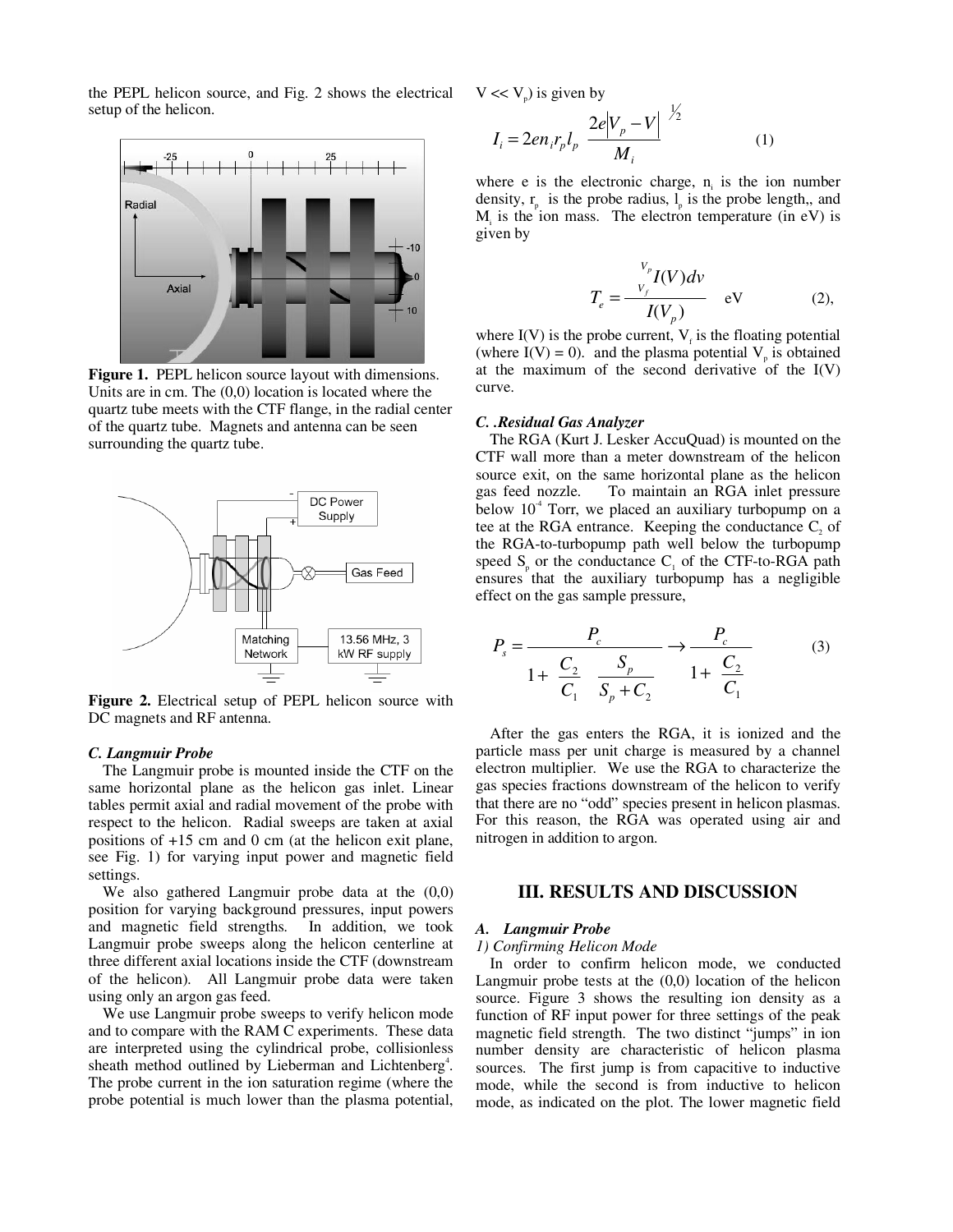the PEPL helicon source, and Fig. 2 shows the electrical setup of the helicon.

**Figure 1.** PEPL helicon source layout with dimensions. Units are in cm. The (0,0) location is located where the quartz tube meets with the CTF flange, in the radial center of the quartz tube. Magnets and antenna can be seen surrounding the quartz tube.

**Figure 2.** Electrical setup of PEPL helicon source with DC magnets and RF antenna.

### *C. Langmuir Probe*

The Langmuir probe is mounted inside the CTF on the same horizontal plane as the helicon gas inlet. Linear tables permit axial and radial movement of the probe with respect to the helicon. Radial sweeps are taken at axial positions of +15 cm and 0 cm (at the helicon exit plane, see Fig. 1) for varying input power and magnetic field settings.

We also gathered Langmuir probe data at the (0,0) position for varying background pressures, input powers and magnetic field strengths. In addition, we took Langmuir probe sweeps along the helicon centerline at three different axial locations inside the CTF (downstream of the helicon). All Langmuir probe data were taken using only an argon gas feed.

We use Langmuir probe sweeps to verify helicon mode and to compare with the RAM C experiments. These data are interpreted using the cylindrical probe, collisionless sheath method outlined by Lieberman and Lichtenberg[4]. The probe current in the ion saturation regime (where the probe potential is much lower than the plasma potential, $V \ll V_p$) is given by

$$I_i = 2en_i r_p l_p \left( \frac{2e\left|V_p - V\right|}{M_i} \right)^{1/2} \tag{1}$$

where e is the electronic charge, $n_i$ is the ion number density, $r_p$ is the probe radius, $l_p$ is the probe length,, and $M_i$ is the ion mass. The electron temperature (in eV) is given by

$$T_e = \frac{\int_{V_f}^{V_p} I(V)dv}{I(V_p)} \quad \text{eV} \tag{2},$$

where I(V) is the probe current, $V_f$ is the floating potential (where I(V) = 0). and the plasma potential $V_p$ is obtained at the maximum of the second derivative of the I(V) curve.

### *C. .Residual Gas Analyzer*

The RGA (Kurt J. Lesker AccuQuad) is mounted on the CTF wall more than a meter downstream of the helicon source exit, on the same horizontal plane as the helicon gas feed nozzle. To maintain an RGA inlet pressure below $10^{-4}$ Torr, we placed an auxiliary turbopump on a tee at the RGA entrance. Keeping the conductance $C_2$ of the RGA-to-turbopump path well below the turbopump speed $S_p$ or the conductance $C_1$ of the CTF-to-RGA path ensures that the auxiliary turbopump has a negligible effect on the gas sample pressure,

$$P_s = \frac{P_c}{1 + \left(\dfrac{C_2}{C_1}\right)\left(\dfrac{S_p}{S_p + C_2}\right)} \rightarrow \frac{P_c}{1 + \left(\dfrac{C_2}{C_1}\right)} \tag{3}$$

After the gas enters the RGA, it is ionized and the particle mass per unit charge is measured by a channel electron multiplier. We use the RGA to characterize the gas species fractions downstream of the helicon to verify that there are no "odd" species present in helicon plasmas. For this reason, the RGA was operated using air and nitrogen in addition to argon.

## III. RESULTS AND DISCUSSION

### *A. Langmuir Probe*

#### *1) Confirming Helicon Mode*

In order to confirm helicon mode, we conducted Langmuir probe tests at the (0,0) location of the helicon source. Figure 3 shows the resulting ion density as a function of RF input power for three settings of the peak magnetic field strength. The two distinct "jumps" in ion number density are characteristic of helicon plasma sources. The first jump is from capacitive to inductive mode, while the second is from inductive to helicon mode, as indicated on the plot. The lower magnetic field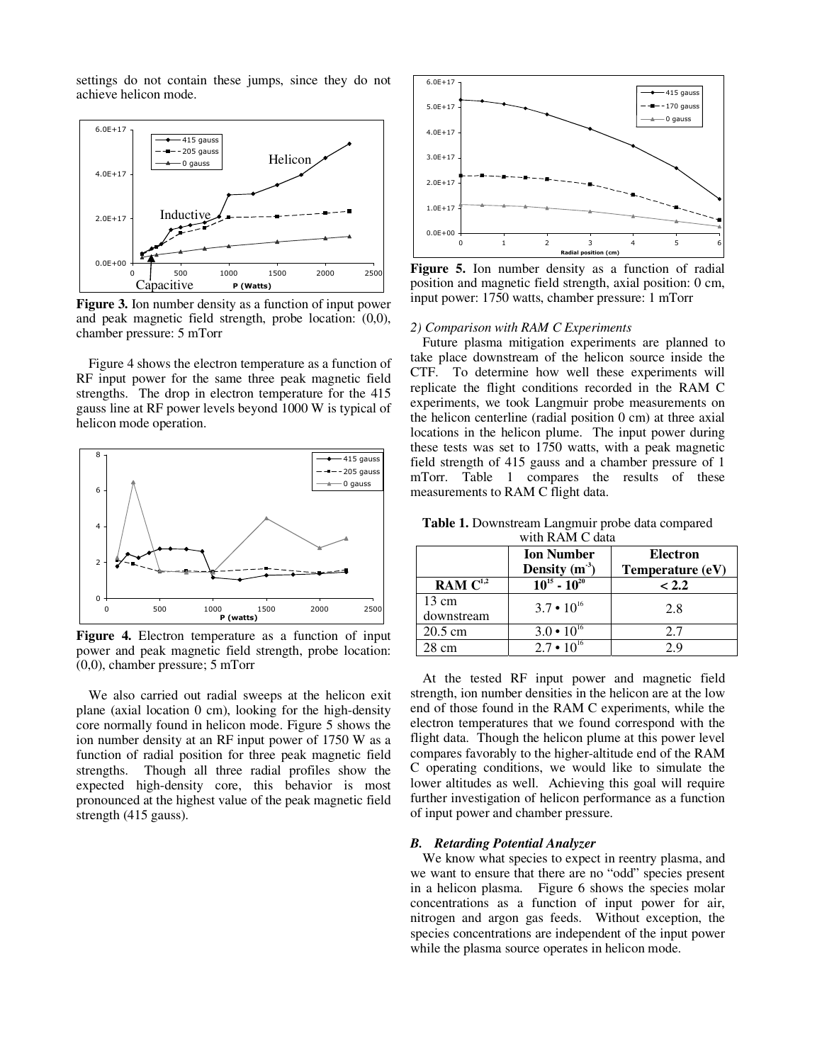settings do not contain these jumps, since they do not achieve helicon mode.

**Figure 3.** Ion number density as a function of input power and peak magnetic field strength, probe location: (0,0), chamber pressure: 5 mTorr

Figure 4 shows the electron temperature as a function of RF input power for the same three peak magnetic field strengths. The drop in electron temperature for the 415 gauss line at RF power levels beyond 1000 W is typical of helicon mode operation.

**Figure 4.** Electron temperature as a function of input power and peak magnetic field strength, probe location: (0,0), chamber pressure; 5 mTorr

We also carried out radial sweeps at the helicon exit plane (axial location 0 cm), looking for the high-density core normally found in helicon mode. Figure 5 shows the ion number density at an RF input power of 1750 W as a function of radial position for three peak magnetic field strengths. Though all three radial profiles show the expected high-density core, this behavior is most pronounced at the highest value of the peak magnetic field strength (415 gauss).

**Figure 5.** Ion number density as a function of radial position and magnetic field strength, axial position: 0 cm, input power: 1750 watts, chamber pressure: 1 mTorr

*2) Comparison with RAM C Experiments*

Future plasma mitigation experiments are planned to take place downstream of the helicon source inside the CTF. To determine how well these experiments will replicate the flight conditions recorded in the RAM C experiments, we took Langmuir probe measurements on the helicon centerline (radial position 0 cm) at three axial locations in the helicon plume. The input power during these tests was set to 1750 watts, with a peak magnetic field strength of 415 gauss and a chamber pressure of 1 mTorr. Table 1 compares the results of these measurements to RAM C flight data.

**Table 1.** Downstream Langmuir probe data compared with RAM C data

| | Ion Number Density ($m^{-3}$) | Electron Temperature (eV) |
|---|---|---|
| **RAM C[1,2]** | $10^{15}$ - $10^{20}$ | < 2.2 |
| 13 cm downstream | $3.7 \bullet 10^{16}$ | 2.8 |
| 20.5 cm | $3.0 \bullet 10^{16}$ | 2.7 |
| 28 cm | $2.7 \bullet 10^{16}$ | 2.9 |

At the tested RF input power and magnetic field strength, ion number densities in the helicon are at the low end of those found in the RAM C experiments, while the electron temperatures that we found correspond with the flight data. Though the helicon plume at this power level compares favorably to the higher-altitude end of the RAM C operating conditions, we would like to simulate the lower altitudes as well. Achieving this goal will require further investigation of helicon performance as a function of input power and chamber pressure.

### *B. Retarding Potential Analyzer*

We know what species to expect in reentry plasma, and we want to ensure that there are no "odd" species present in a helicon plasma. Figure 6 shows the species molar concentrations as a function of input power for air, nitrogen and argon gas feeds. Without exception, the species concentrations are independent of the input power while the plasma source operates in helicon mode.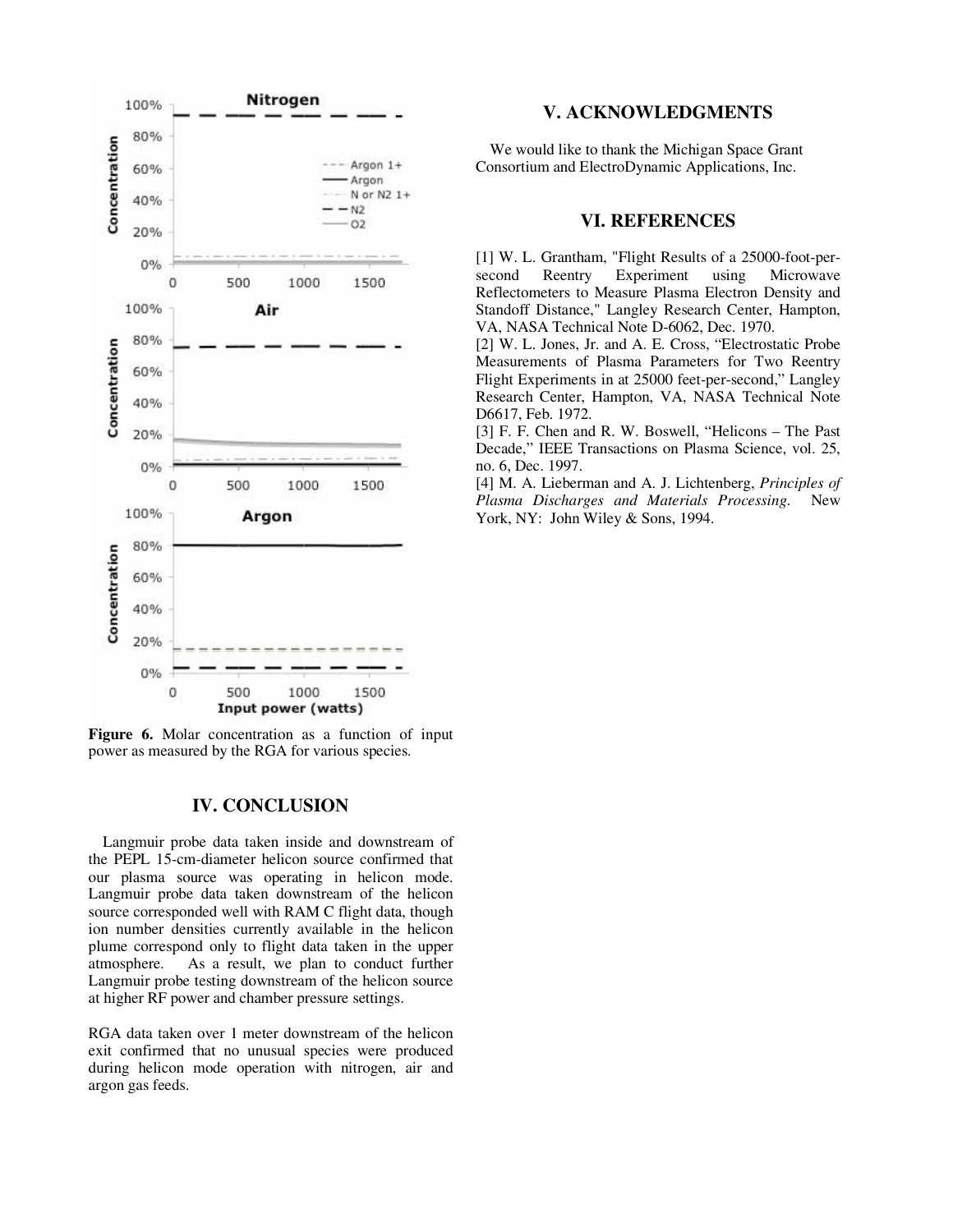Nitrogen

100%
80%
60%
40%
20%
0%

Concentration

Argon 1+
Argon
N or N2 1+
N2
O2

0 500 1000 1500

Air

100%
80%
60%
40%
20%
0%

Concentration

0 500 1000 1500

Argon

100%
80%
60%
40%
20%
0%

Concentration

0 500 1000 1500

Input power (watts)

**Figure 6.** Molar concentration as a function of input power as measured by the RGA for various species.

## IV. CONCLUSION

Langmuir probe data taken inside and downstream of the PEPL 15-cm-diameter helicon source confirmed that our plasma source was operating in helicon mode. Langmuir probe data taken downstream of the helicon source corresponded well with RAM C flight data, though ion number densities currently available in the helicon plume correspond only to flight data taken in the upper atmosphere. As a result, we plan to conduct further Langmuir probe testing downstream of the helicon source at higher RF power and chamber pressure settings.

RGA data taken over 1 meter downstream of the helicon exit confirmed that no unusual species were produced during helicon mode operation with nitrogen, air and argon gas feeds.

## V. ACKNOWLEDGMENTS

We would like to thank the Michigan Space Grant Consortium and ElectroDynamic Applications, Inc.

## VI. REFERENCES

[1] W. L. Grantham, "Flight Results of a 25000-foot-per-second Reentry Experiment using Microwave Reflectometers to Measure Plasma Electron Density and Standoff Distance," Langley Research Center, Hampton, VA, NASA Technical Note D-6062, Dec. 1970.

[2] W. L. Jones, Jr. and A. E. Cross, "Electrostatic Probe Measurements of Plasma Parameters for Two Reentry Flight Experiments in at 25000 feet-per-second," Langley Research Center, Hampton, VA, NASA Technical Note D6617, Feb. 1972.

[3] F. F. Chen and R. W. Boswell, "Helicons – The Past Decade," IEEE Transactions on Plasma Science, vol. 25, no. 6, Dec. 1997.

[4] M. A. Lieberman and A. J. Lichtenberg, *Principles of Plasma Discharges and Materials Processing.* New York, NY: John Wiley & Sons, 1994.